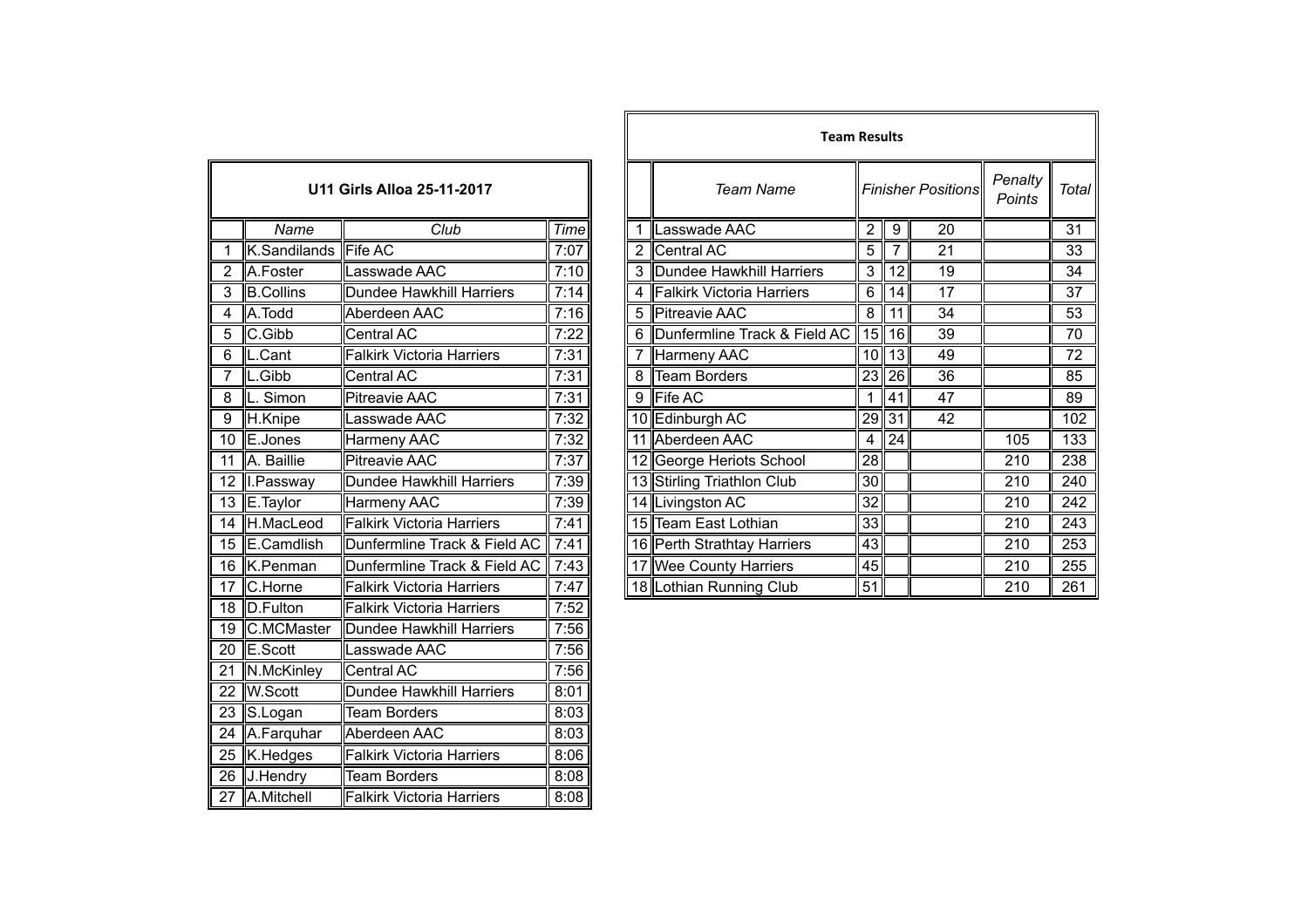## U11 Girls Alloa 25-11-2017

| | Name | Club | Time |
|---|---|---|---|
| 1 | K.Sandilands | Fife AC | 7:07 |
| 2 | A.Foster | Lasswade AAC | 7:10 |
| 3 | B.Collins | Dundee Hawkhill Harriers | 7:14 |
| 4 | A.Todd | Aberdeen AAC | 7:16 |
| 5 | C.Gibb | Central AC | 7:22 |
| 6 | L.Cant | Falkirk Victoria Harriers | 7:31 |
| 7 | L.Gibb | Central AC | 7:31 |
| 8 | L. Simon | Pitreavie AAC | 7:31 |
| 9 | H.Knipe | Lasswade AAC | 7:32 |
| 10 | E.Jones | Harmeny AAC | 7:32 |
| 11 | A. Baillie | Pitreavie AAC | 7:37 |
| 12 | I.Passway | Dundee Hawkhill Harriers | 7:39 |
| 13 | E.Taylor | Harmeny AAC | 7:39 |
| 14 | H.MacLeod | Falkirk Victoria Harriers | 7:41 |
| 15 | E.Camdlish | Dunfermline Track & Field AC | 7:41 |
| 16 | K.Penman | Dunfermline Track & Field AC | 7:43 |
| 17 | C.Horne | Falkirk Victoria Harriers | 7:47 |
| 18 | D.Fulton | Falkirk Victoria Harriers | 7:52 |
| 19 | C.MCMaster | Dundee Hawkhill Harriers | 7:56 |
| 20 | E.Scott | Lasswade AAC | 7:56 |
| 21 | N.McKinley | Central AC | 7:56 |
| 22 | W.Scott | Dundee Hawkhill Harriers | 8:01 |
| 23 | S.Logan | Team Borders | 8:03 |
| 24 | A.Farquhar | Aberdeen AAC | 8:03 |
| 25 | K.Hedges | Falkirk Victoria Harriers | 8:06 |
| 26 | J.Hendry | Team Borders | 8:08 |
| 27 | A.Mitchell | Falkirk Victoria Harriers | 8:08 |

## Team Results

| | Team Name | Finisher Positions | | | Penalty Points | Total |
|---|---|---|---|---|---|---|
| 1 | Lasswade AAC | 2 | 9 | 20 | | 31 |
| 2 | Central AC | 5 | 7 | 21 | | 33 |
| 3 | Dundee Hawkhill Harriers | 3 | 12 | 19 | | 34 |
| 4 | Falkirk Victoria Harriers | 6 | 14 | 17 | | 37 |
| 5 | Pitreavie AAC | 8 | 11 | 34 | | 53 |
| 6 | Dunfermline Track & Field AC | 15 | 16 | 39 | | 70 |
| 7 | Harmeny AAC | 10 | 13 | 49 | | 72 |
| 8 | Team Borders | 23 | 26 | 36 | | 85 |
| 9 | Fife AC | 1 | 41 | 47 | | 89 |
| 10 | Edinburgh AC | 29 | 31 | 42 | | 102 |
| 11 | Aberdeen AAC | 4 | 24 | | 105 | 133 |
| 12 | George Heriots School | 28 | | | 210 | 238 |
| 13 | Stirling Triathlon Club | 30 | | | 210 | 240 |
| 14 | Livingston AC | 32 | | | 210 | 242 |
| 15 | Team East Lothian | 33 | | | 210 | 243 |
| 16 | Perth Strathtay Harriers | 43 | | | 210 | 253 |
| 17 | Wee County Harriers | 45 | | | 210 | 255 |
| 18 | Lothian Running Club | 51 | | | 210 | 261 |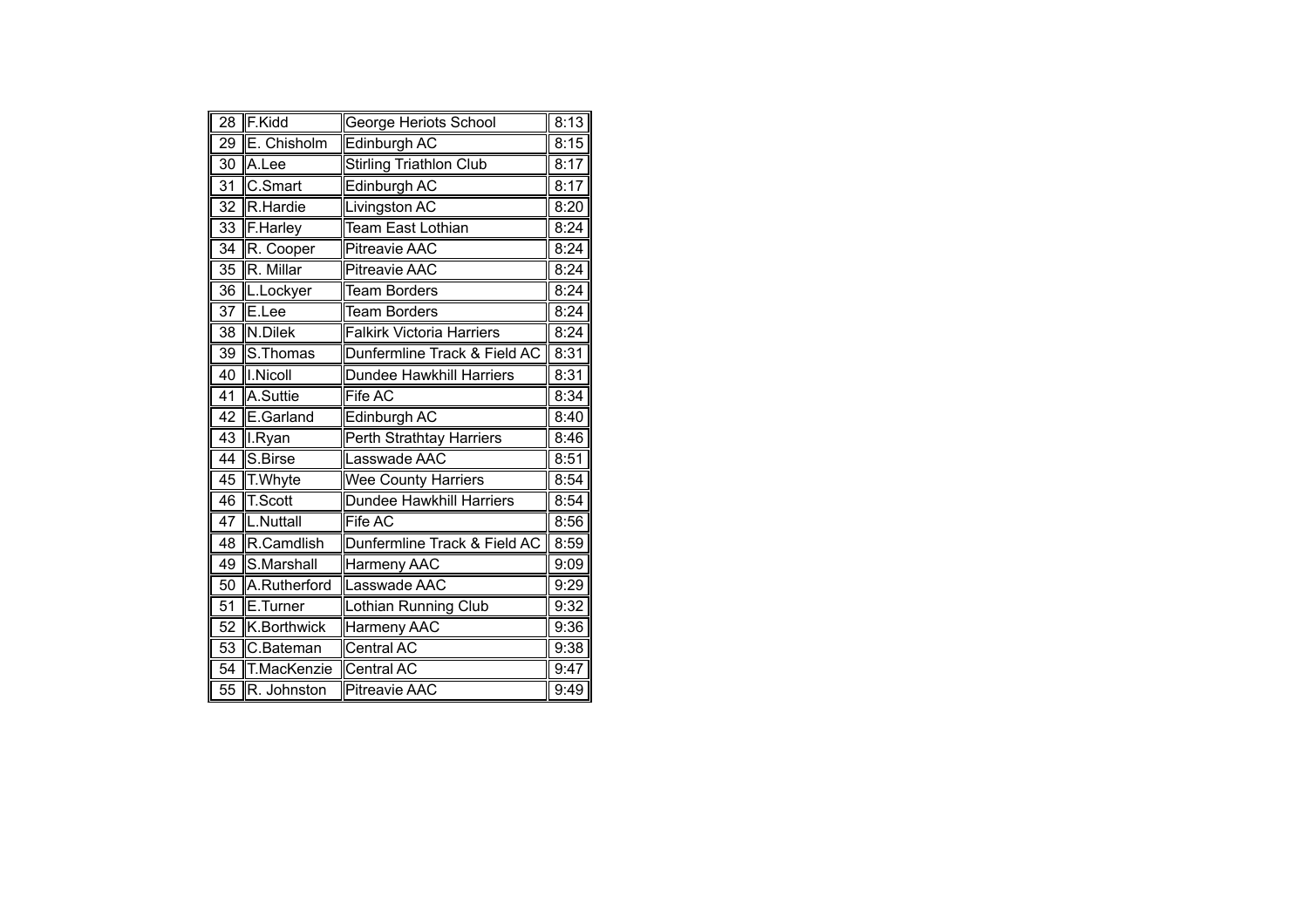| | | | |
|---|---|---|---|
| 28 | F.Kidd | George Heriots School | 8:13 |
| 29 | E. Chisholm | Edinburgh AC | 8:15 |
| 30 | A.Lee | Stirling Triathlon Club | 8:17 |
| 31 | C.Smart | Edinburgh AC | 8:17 |
| 32 | R.Hardie | Livingston AC | 8:20 |
| 33 | F.Harley | Team East Lothian | 8:24 |
| 34 | R. Cooper | Pitreavie AAC | 8:24 |
| 35 | R. Millar | Pitreavie AAC | 8:24 |
| 36 | L.Lockyer | Team Borders | 8:24 |
| 37 | E.Lee | Team Borders | 8:24 |
| 38 | N.Dilek | Falkirk Victoria Harriers | 8:24 |
| 39 | S.Thomas | Dunfermline Track & Field AC | 8:31 |
| 40 | I.Nicoll | Dundee Hawkhill Harriers | 8:31 |
| 41 | A.Suttie | Fife AC | 8:34 |
| 42 | E.Garland | Edinburgh AC | 8:40 |
| 43 | I.Ryan | Perth Strathtay Harriers | 8:46 |
| 44 | S.Birse | Lasswade AAC | 8:51 |
| 45 | T.Whyte | Wee County Harriers | 8:54 |
| 46 | T.Scott | Dundee Hawkhill Harriers | 8:54 |
| 47 | L.Nuttall | Fife AC | 8:56 |
| 48 | R.Camdlish | Dunfermline Track & Field AC | 8:59 |
| 49 | S.Marshall | Harmeny AAC | 9:09 |
| 50 | A.Rutherford | Lasswade AAC | 9:29 |
| 51 | E.Turner | Lothian Running Club | 9:32 |
| 52 | K.Borthwick | Harmeny AAC | 9:36 |
| 53 | C.Bateman | Central AC | 9:38 |
| 54 | T.MacKenzie | Central AC | 9:47 |
| 55 | R. Johnston | Pitreavie AAC | 9:49 |